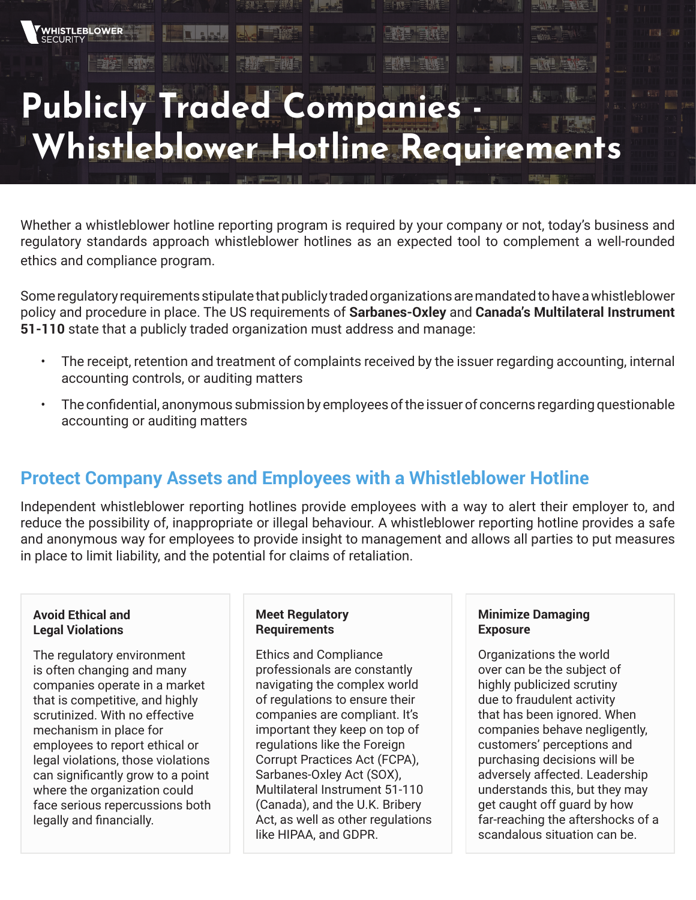# Publicly Traded Companies - Whistleblower Hotline Requirements

Whether a whistleblower hotline reporting program is required by your company or not, today's business and regulatory standards approach whistleblower hotlines as an expected tool to complement a well-rounded ethics and compliance program.

Some regulatory requirements stipulate that publicly traded organizations are mandated to have a whistleblower policy and procedure in place. The US requirements of **Sarbanes-Oxley** and **Canada's Multilateral Instrument 51-110** state that a publicly traded organization must address and manage:

- The receipt, retention and treatment of complaints received by the issuer regarding accounting, internal accounting controls, or auditing matters
- The confidential, anonymous submission by employees of the issuer of concerns regarding questionable accounting or auditing matters

## Protect Company Assets and Employees with a Whistleblower Hotline

Independent whistleblower reporting hotlines provide employees with a way to alert their employer to, and reduce the possibility of, inappropriate or illegal behaviour. A whistleblower reporting hotline provides a safe and anonymous way for employees to provide insight to management and allows all parties to put measures in place to limit liability, and the potential for claims of retaliation.

### Avoid Ethical and Legal Violations

The regulatory environment is often changing and many companies operate in a market that is competitive, and highly scrutinized. With no effective mechanism in place for employees to report ethical or legal violations, those violations can significantly grow to a point where the organization could face serious repercussions both legally and financially.

### Meet Regulatory Requirements

Ethics and Compliance professionals are constantly navigating the complex world of regulations to ensure their companies are compliant. It's important they keep on top of regulations like the Foreign Corrupt Practices Act (FCPA), Sarbanes-Oxley Act (SOX), Multilateral Instrument 51-110 (Canada), and the U.K. Bribery Act, as well as other regulations like HIPAA, and GDPR.

### Minimize Damaging Exposure

Organizations the world over can be the subject of highly publicized scrutiny due to fraudulent activity that has been ignored. When companies behave negligently, customers' perceptions and purchasing decisions will be adversely affected. Leadership understands this, but they may get caught off guard by how far-reaching the aftershocks of a scandalous situation can be.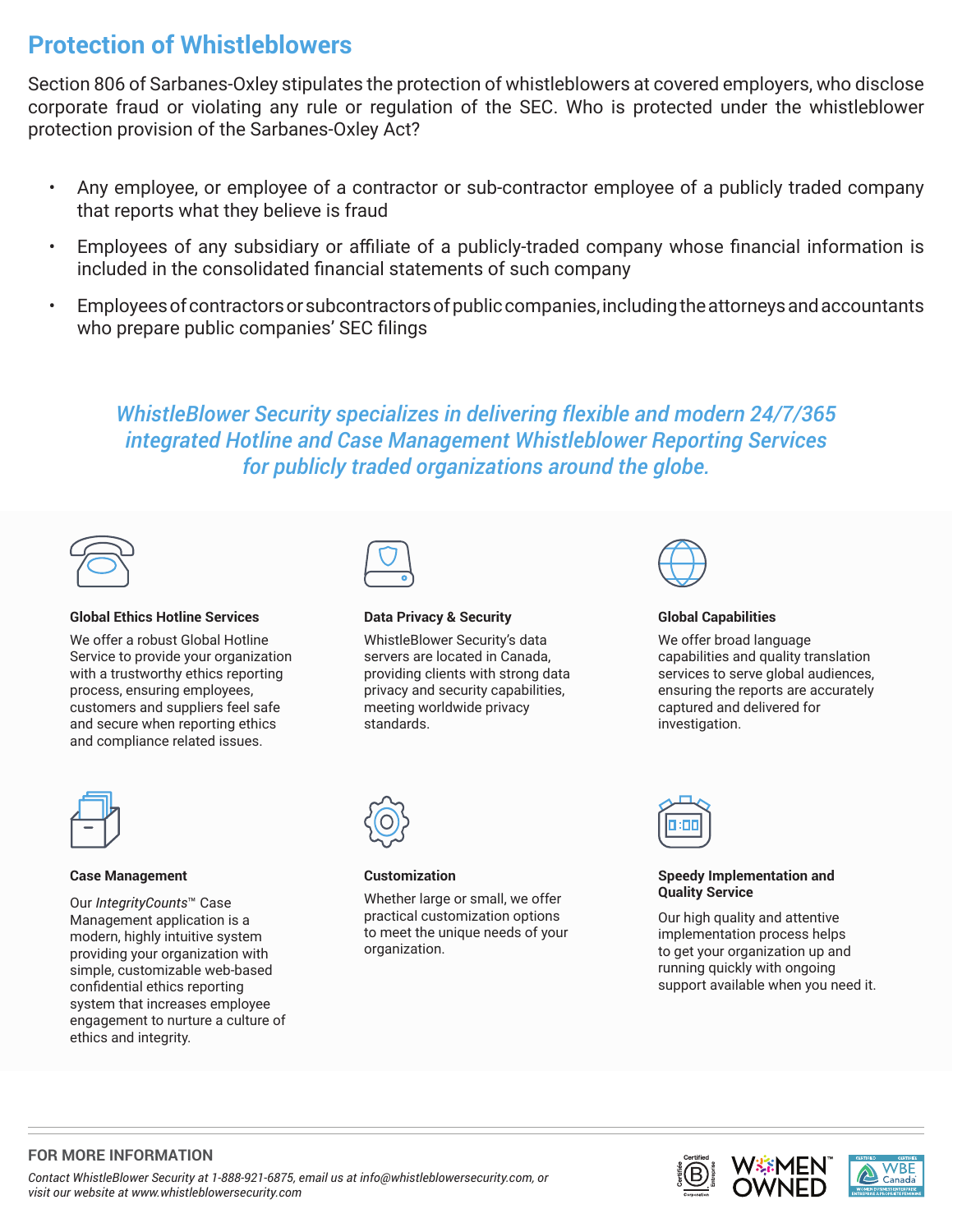## Protection of Whistleblowers

Section 806 of Sarbanes-Oxley stipulates the protection of whistleblowers at covered employers, who disclose corporate fraud or violating any rule or regulation of the SEC. Who is protected under the whistleblower protection provision of the Sarbanes-Oxley Act?

- Any employee, or employee of a contractor or sub-contractor employee of a publicly traded company that reports what they believe is fraud
- Employees of any subsidiary or affiliate of a publicly-traded company whose financial information is included in the consolidated financial statements of such company
- Employees of contractors or subcontractors of public companies, including the attorneys and accountants who prepare public companies' SEC filings

*WhistleBlower Security specializes in delivering flexible and modern 24/7/365 integrated Hotline and Case Management Whistleblower Reporting Services for publicly traded organizations around the globe.*

**Global Ethics Hotline Services**

We offer a robust Global Hotline Service to provide your organization with a trustworthy ethics reporting process, ensuring employees, customers and suppliers feel safe and secure when reporting ethics and compliance related issues.

**Data Privacy & Security**

WhistleBlower Security's data servers are located in Canada, providing clients with strong data privacy and security capabilities, meeting worldwide privacy standards.

**Global Capabilities**

We offer broad language capabilities and quality translation services to serve global audiences, ensuring the reports are accurately captured and delivered for investigation.

**Case Management**

Our *IntegrityCounts*™ Case Management application is a modern, highly intuitive system providing your organization with simple, customizable web-based confidential ethics reporting system that increases employee engagement to nurture a culture of ethics and integrity.

**Customization**

Whether large or small, we offer practical customization options to meet the unique needs of your organization.

**Speedy Implementation and Quality Service**

Our high quality and attentive implementation process helps to get your organization up and running quickly with ongoing support available when you need it.

**FOR MORE INFORMATION**

*Contact WhistleBlower Security at 1-888-921-6875, email us at info@whistleblowersecurity.com, or visit our website at www.whistleblowersecurity.com*